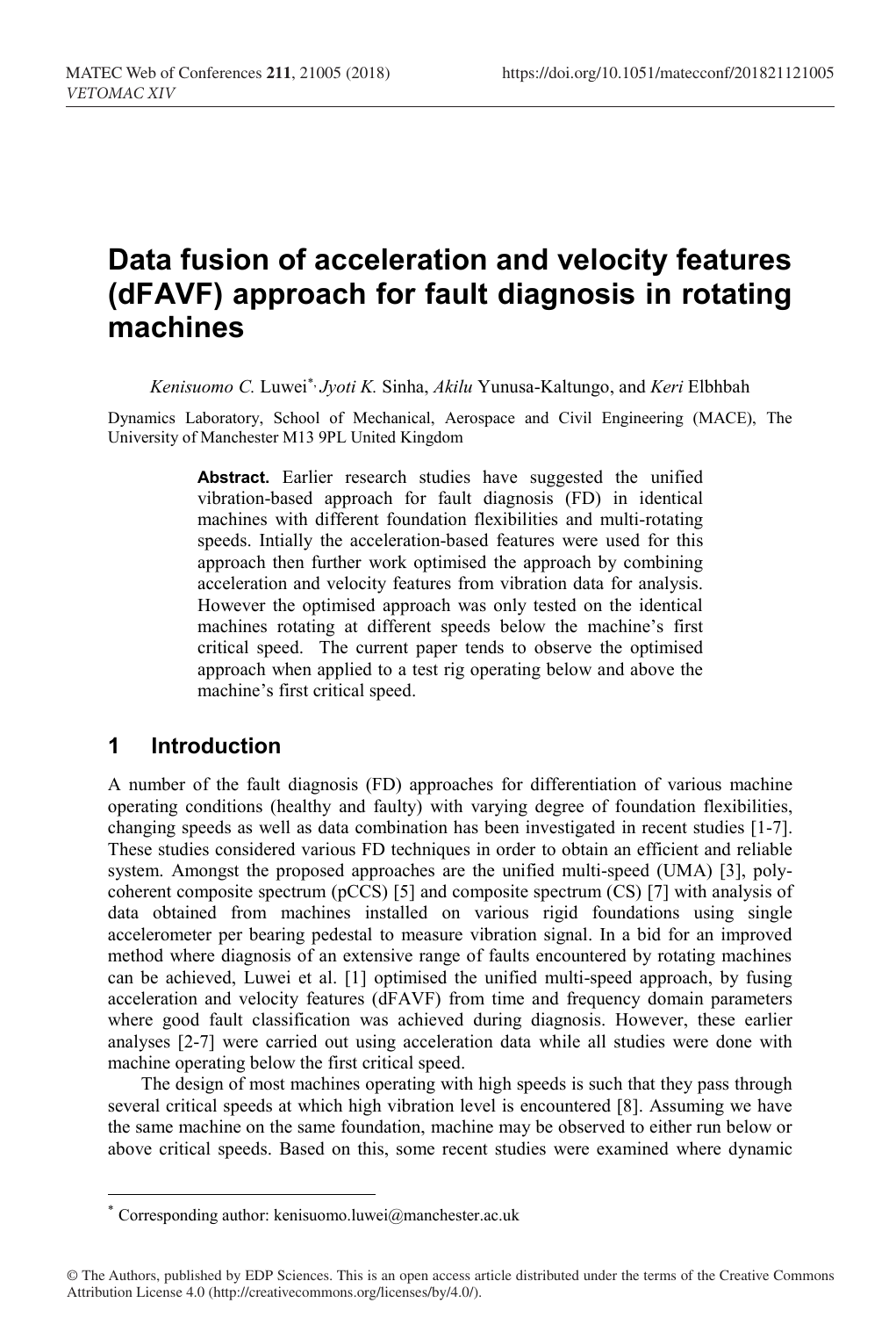# Data fusion of acceleration and velocity features (dFAVF) approach for fault diagnosis in rotating machines

*Kenisuomo C.* Luwei[*], *Jyoti K.* Sinha, *Akilu* Yunusa-Kaltungo, and *Keri* Elbhbah

Dynamics Laboratory, School of Mechanical, Aerospace and Civil Engineering (MACE), The University of Manchester M13 9PL United Kingdom

**Abstract.** Earlier research studies have suggested the unified vibration-based approach for fault diagnosis (FD) in identical machines with different foundation flexibilities and multi-rotating speeds. Intially the acceleration-based features were used for this approach then further work optimised the approach by combining acceleration and velocity features from vibration data for analysis. However the optimised approach was only tested on the identical machines rotating at different speeds below the machine's first critical speed. The current paper tends to observe the optimised approach when applied to a test rig operating below and above the machine's first critical speed.

## 1 Introduction

A number of the fault diagnosis (FD) approaches for differentiation of various machine operating conditions (healthy and faulty) with varying degree of foundation flexibilities, changing speeds as well as data combination has been investigated in recent studies [1-7]. These studies considered various FD techniques in order to obtain an efficient and reliable system. Amongst the proposed approaches are the unified multi-speed (UMA) [3], poly-coherent composite spectrum (pCCS) [5] and composite spectrum (CS) [7] with analysis of data obtained from machines installed on various rigid foundations using single accelerometer per bearing pedestal to measure vibration signal. In a bid for an improved method where diagnosis of an extensive range of faults encountered by rotating machines can be achieved, Luwei et al. [1] optimised the unified multi-speed approach, by fusing acceleration and velocity features (dFAVF) from time and frequency domain parameters where good fault classification was achieved during diagnosis. However, these earlier analyses [2-7] were carried out using acceleration data while all studies were done with machine operating below the first critical speed.

The design of most machines operating with high speeds is such that they pass through several critical speeds at which high vibration level is encountered [8]. Assuming we have the same machine on the same foundation, machine may be observed to either run below or above critical speeds. Based on this, some recent studies were examined where dynamic

[*] Corresponding author: kenisuomo.luwei@manchester.ac.uk

© The Authors, published by EDP Sciences. This is an open access article distributed under the terms of the Creative Commons Attribution License 4.0 (http://creativecommons.org/licenses/by/4.0/).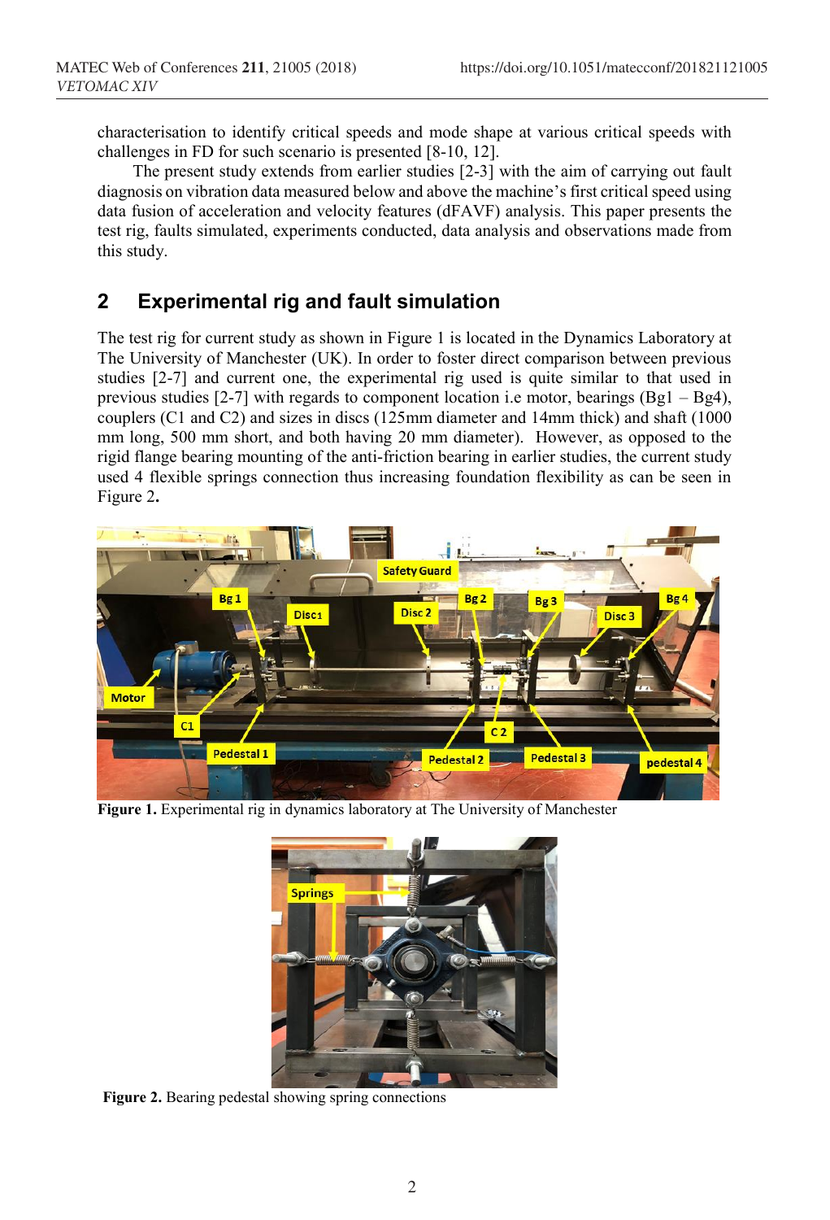characterisation to identify critical speeds and mode shape at various critical speeds with challenges in FD for such scenario is presented [8-10, 12].

The present study extends from earlier studies [2-3] with the aim of carrying out fault diagnosis on vibration data measured below and above the machine's first critical speed using data fusion of acceleration and velocity features (dFAVF) analysis. This paper presents the test rig, faults simulated, experiments conducted, data analysis and observations made from this study.

## 2 Experimental rig and fault simulation

The test rig for current study as shown in Figure 1 is located in the Dynamics Laboratory at The University of Manchester (UK). In order to foster direct comparison between previous studies [2-7] and current one, the experimental rig used is quite similar to that used in previous studies [2-7] with regards to component location i.e motor, bearings (Bg1 – Bg4), couplers (C1 and C2) and sizes in discs (125mm diameter and 14mm thick) and shaft (1000 mm long, 500 mm short, and both having 20 mm diameter). However, as opposed to the rigid flange bearing mounting of the anti-friction bearing in earlier studies, the current study used 4 flexible springs connection thus increasing foundation flexibility as can be seen in Figure 2**.**

**Figure 1.** Experimental rig in dynamics laboratory at The University of Manchester

**Figure 2.** Bearing pedestal showing spring connections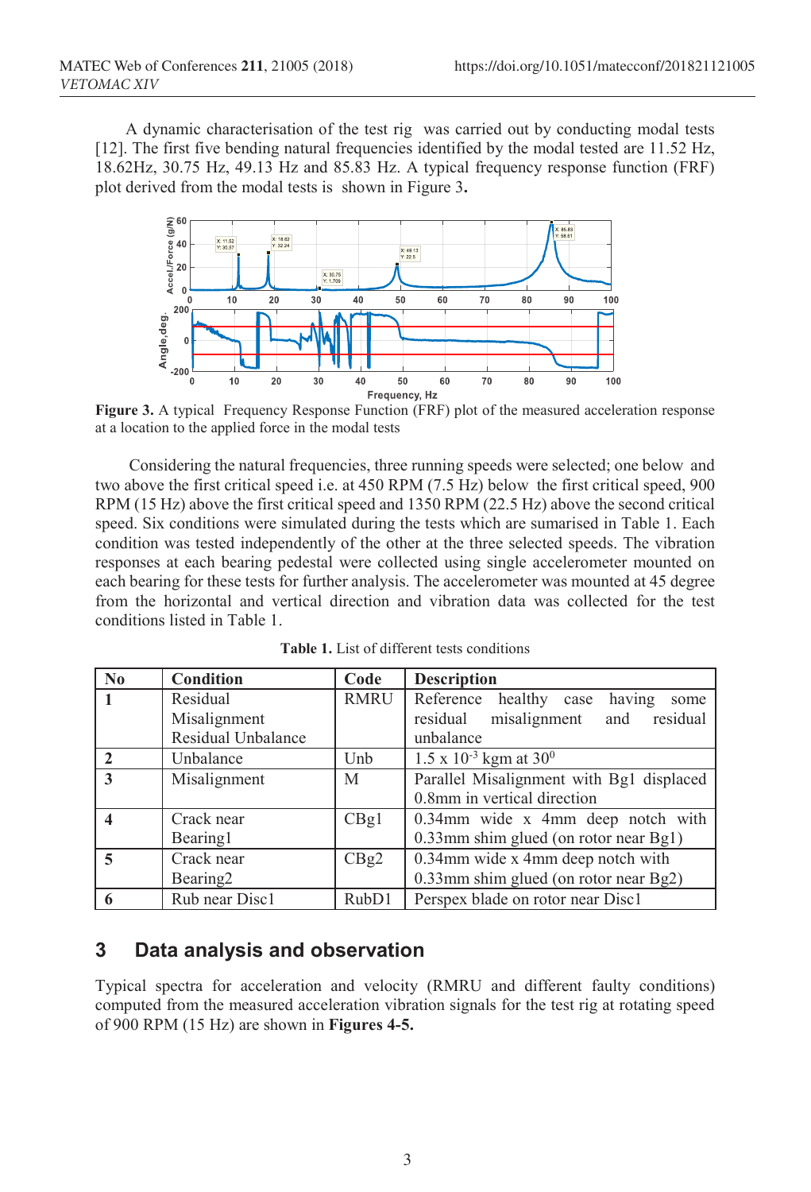A dynamic characterisation of the test rig was carried out by conducting modal tests [12]. The first five bending natural frequencies identified by the modal tested are 11.52 Hz, 18.62Hz, 30.75 Hz, 49.13 Hz and 85.83 Hz. A typical frequency response function (FRF) plot derived from the modal tests is shown in Figure 3**.**

**Figure 3.** A typical Frequency Response Function (FRF) plot of the measured acceleration response at a location to the applied force in the modal tests

Considering the natural frequencies, three running speeds were selected; one below and two above the first critical speed i.e. at 450 RPM (7.5 Hz) below the first critical speed, 900 RPM (15 Hz) above the first critical speed and 1350 RPM (22.5 Hz) above the second critical speed. Six conditions were simulated during the tests which are sumarised in Table 1. Each condition was tested independently of the other at the three selected speeds. The vibration responses at each bearing pedestal were collected using single accelerometer mounted on each bearing for these tests for further analysis. The accelerometer was mounted at 45 degree from the horizontal and vertical direction and vibration data was collected for the test conditions listed in Table 1.

**Table 1.** List of different tests conditions

| No | Condition | Code | Description |
|---|---|---|---|
| **1** | Residual Misalignment Residual Unbalance | RMRU | Reference healthy case having some residual misalignment and residual unbalance |
| **2** | Unbalance | Unb | $1.5 \times 10^{-3}$ kgm at $30^0$ |
| **3** | Misalignment | M | Parallel Misalignment with Bg1 displaced 0.8mm in vertical direction |
| **4** | Crack near Bearing1 | CBg1 | 0.34mm wide x 4mm deep notch with 0.33mm shim glued (on rotor near Bg1) |
| **5** | Crack near Bearing2 | CBg2 | 0.34mm wide x 4mm deep notch with 0.33mm shim glued (on rotor near Bg2) |
| **6** | Rub near Disc1 | RubD1 | Perspex blade on rotor near Disc1 |

## 3 Data analysis and observation

Typical spectra for acceleration and velocity (RMRU and different faulty conditions) computed from the measured acceleration vibration signals for the test rig at rotating speed of 900 RPM (15 Hz) are shown in **Figures 4-5.**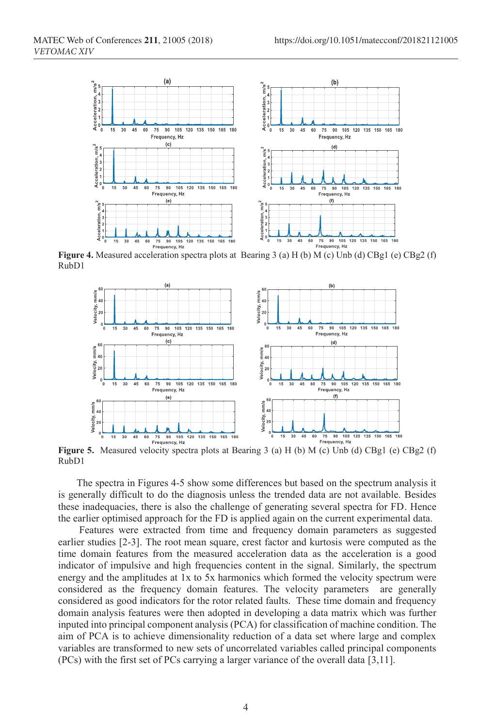**Figure 4.** Measured acceleration spectra plots at Bearing 3 (a) H (b) M (c) Unb (d) CBg1 (e) CBg2 (f) RubD1

**Figure 5.** Measured velocity spectra plots at Bearing 3 (a) H (b) M (c) Unb (d) CBg1 (e) CBg2 (f) RubD1

The spectra in Figures 4-5 show some differences but based on the spectrum analysis it is generally difficult to do the diagnosis unless the trended data are not available. Besides these inadequacies, there is also the challenge of generating several spectra for FD. Hence the earlier optimised approach for the FD is applied again on the current experimental data.

Features were extracted from time and frequency domain parameters as suggested earlier studies [2-3]. The root mean square, crest factor and kurtosis were computed as the time domain features from the measured acceleration data as the acceleration is a good indicator of impulsive and high frequencies content in the signal. Similarly, the spectrum energy and the amplitudes at 1x to 5x harmonics which formed the velocity spectrum were considered as the frequency domain features. The velocity parameters are generally considered as good indicators for the rotor related faults. These time domain and frequency domain analysis features were then adopted in developing a data matrix which was further inputed into principal component analysis (PCA) for classification of machine condition. The aim of PCA is to achieve dimensionality reduction of a data set where large and complex variables are transformed to new sets of uncorrelated variables called principal components (PCs) with the first set of PCs carrying a larger variance of the overall data [3,11].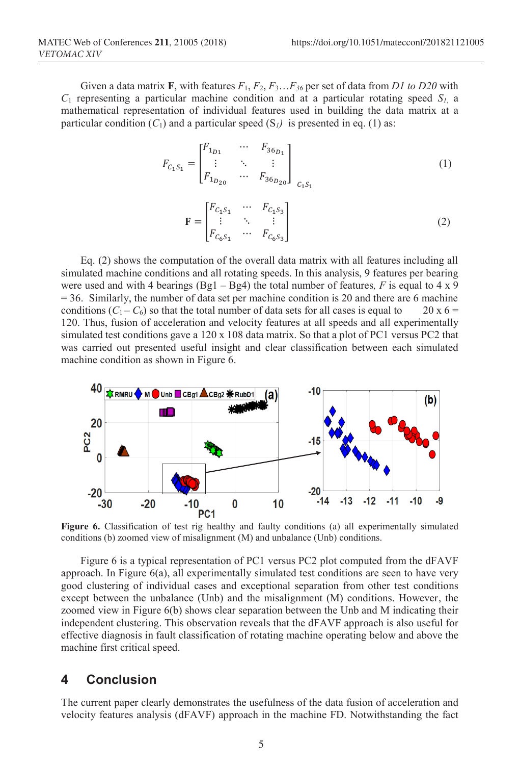Given a data matrix **F**, with features $F_1, F_2, F_3 \ldots F_{36}$ per set of data from *D1 to D20* with $C_1$ representing a particular machine condition and at a particular rotating speed $S_1$, a mathematical representation of individual features used in building the data matrix at a particular condition ($C_1$) and a particular speed ($S_1$) is presented in eq. (1) as:

$$F_{C_1S_1} = \begin{bmatrix} F_{1_{D1}} & \cdots & F_{36_{D_1}} \\ \vdots & \ddots & \vdots \\ F_{1_{D_{20}}} & \cdots & F_{36_{D_{20}}} \end{bmatrix}_{C_1S_1} \quad (1)$$

$$\mathbf{F} = \begin{bmatrix} F_{C_1S_1} & \cdots & F_{C_1S_3} \\ \vdots & \ddots & \vdots \\ F_{C_6S_1} & \cdots & F_{C_6S_3} \end{bmatrix} \quad (2)$$

Eq. (2) shows the computation of the overall data matrix with all features including all simulated machine conditions and all rotating speeds. In this analysis, 9 features per bearing were used and with 4 bearings (Bg1 – Bg4) the total number of features, $F$ is equal to 4 x 9 = 36. Similarly, the number of data set per machine condition is 20 and there are 6 machine conditions ($C_1 - C_6$) so that the total number of data sets for all cases is equal to 20 x 6 = 120. Thus, fusion of acceleration and velocity features at all speeds and all experimentally simulated test conditions gave a 120 x 108 data matrix. So that a plot of PC1 versus PC2 that was carried out presented useful insight and clear classification between each simulated machine condition as shown in Figure 6.

**Figure 6.** Classification of test rig healthy and faulty conditions (a) all experimentally simulated conditions (b) zoomed view of misalignment (M) and unbalance (Unb) conditions.

Figure 6 is a typical representation of PC1 versus PC2 plot computed from the dFAVF approach. In Figure 6(a), all experimentally simulated test conditions are seen to have very good clustering of individual cases and exceptional separation from other test conditions except between the unbalance (Unb) and the misalignment (M) conditions. However, the zoomed view in Figure 6(b) shows clear separation between the Unb and M indicating their independent clustering. This observation reveals that the dFAVF approach is also useful for effective diagnosis in fault classification of rotating machine operating below and above the machine first critical speed.

## 4 Conclusion

The current paper clearly demonstrates the usefulness of the data fusion of acceleration and velocity features analysis (dFAVF) approach in the machine FD. Notwithstanding the fact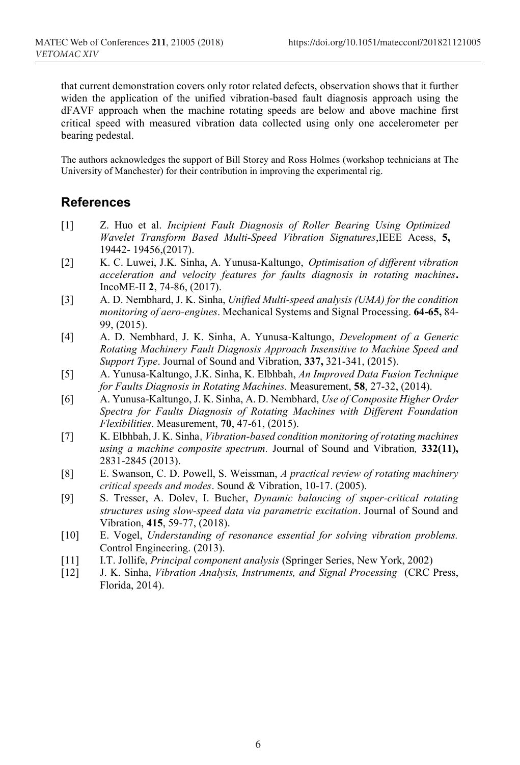that current demonstration covers only rotor related defects, observation shows that it further widen the application of the unified vibration-based fault diagnosis approach using the dFAVF approach when the machine rotating speeds are below and above machine first critical speed with measured vibration data collected using only one accelerometer per bearing pedestal.

The authors acknowledges the support of Bill Storey and Ross Holmes (workshop technicians at The University of Manchester) for their contribution in improving the experimental rig.

## References

[1] Z. Huo et al. *Incipient Fault Diagnosis of Roller Bearing Using Optimized Wavelet Transform Based Multi-Speed Vibration Signatures*,IEEE Acess, **5,** 19442- 19456,(2017).

[2] K. C. Luwei, J.K. Sinha, A. Yunusa-Kaltungo, *Optimisation of different vibration acceleration and velocity features for faults diagnosis in rotating machines***.** IncoME-II **2**, 74-86, (2017).

[3] A. D. Nembhard, J. K. Sinha, *Unified Multi-speed analysis (UMA) for the condition monitoring of aero-engines*. Mechanical Systems and Signal Processing. **64-65,** 84-99, (2015).

[4] A. D. Nembhard, J. K. Sinha, A. Yunusa-Kaltungo, *Development of a Generic Rotating Machinery Fault Diagnosis Approach Insensitive to Machine Speed and Support Type*. Journal of Sound and Vibration, **337,** 321-341, (2015).

[5] A. Yunusa-Kaltungo, J.K. Sinha, K. Elbhbah, *An Improved Data Fusion Technique for Faults Diagnosis in Rotating Machines.* Measurement, **58**, 27-32, (2014).

[6] A. Yunusa-Kaltungo, J. K. Sinha, A. D. Nembhard, *Use of Composite Higher Order Spectra for Faults Diagnosis of Rotating Machines with Different Foundation Flexibilities*. Measurement, **70**, 47-61, (2015).

[7] K. Elbhbah, J. K. Sinha, *Vibration-based condition monitoring of rotating machines using a machine composite spectrum.* Journal of Sound and Vibration*,* **332(11),** 2831-2845 (2013).

[8] E. Swanson, C. D. Powell, S. Weissman, *A practical review of rotating machinery critical speeds and modes*. Sound & Vibration, 10-17. (2005).

[9] S. Tresser, A. Dolev, I. Bucher, *Dynamic balancing of super-critical rotating structures using slow-speed data via parametric excitation*. Journal of Sound and Vibration, **415**, 59-77, (2018).

[10] E. Vogel, *Understanding of resonance essential for solving vibration problems.* Control Engineering. (2013).

[11] I.T. Jollife, *Principal component analysis* (Springer Series, New York, 2002)

[12] J. K. Sinha, *Vibration Analysis, Instruments, and Signal Processing* (CRC Press, Florida, 2014).